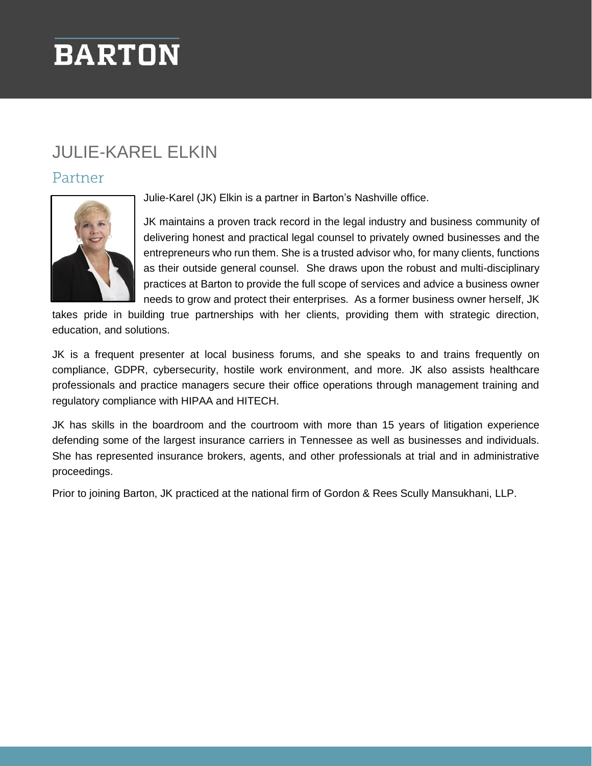BARTON

# JULIE-KAREL ELKIN

## Partner

Julie-Karel (JK) Elkin is a partner in Barton's Nashville office.

JK maintains a proven track record in the legal industry and business community of delivering honest and practical legal counsel to privately owned businesses and the entrepreneurs who run them. She is a trusted advisor who, for many clients, functions as their outside general counsel. She draws upon the robust and multi-disciplinary practices at Barton to provide the full scope of services and advice a business owner needs to grow and protect their enterprises. As a former business owner herself, JK takes pride in building true partnerships with her clients, providing them with strategic direction, education, and solutions.

JK is a frequent presenter at local business forums, and she speaks to and trains frequently on compliance, GDPR, cybersecurity, hostile work environment, and more. JK also assists healthcare professionals and practice managers secure their office operations through management training and regulatory compliance with HIPAA and HITECH.

JK has skills in the boardroom and the courtroom with more than 15 years of litigation experience defending some of the largest insurance carriers in Tennessee as well as businesses and individuals. She has represented insurance brokers, agents, and other professionals at trial and in administrative proceedings.

Prior to joining Barton, JK practiced at the national firm of Gordon & Rees Scully Mansukhani, LLP.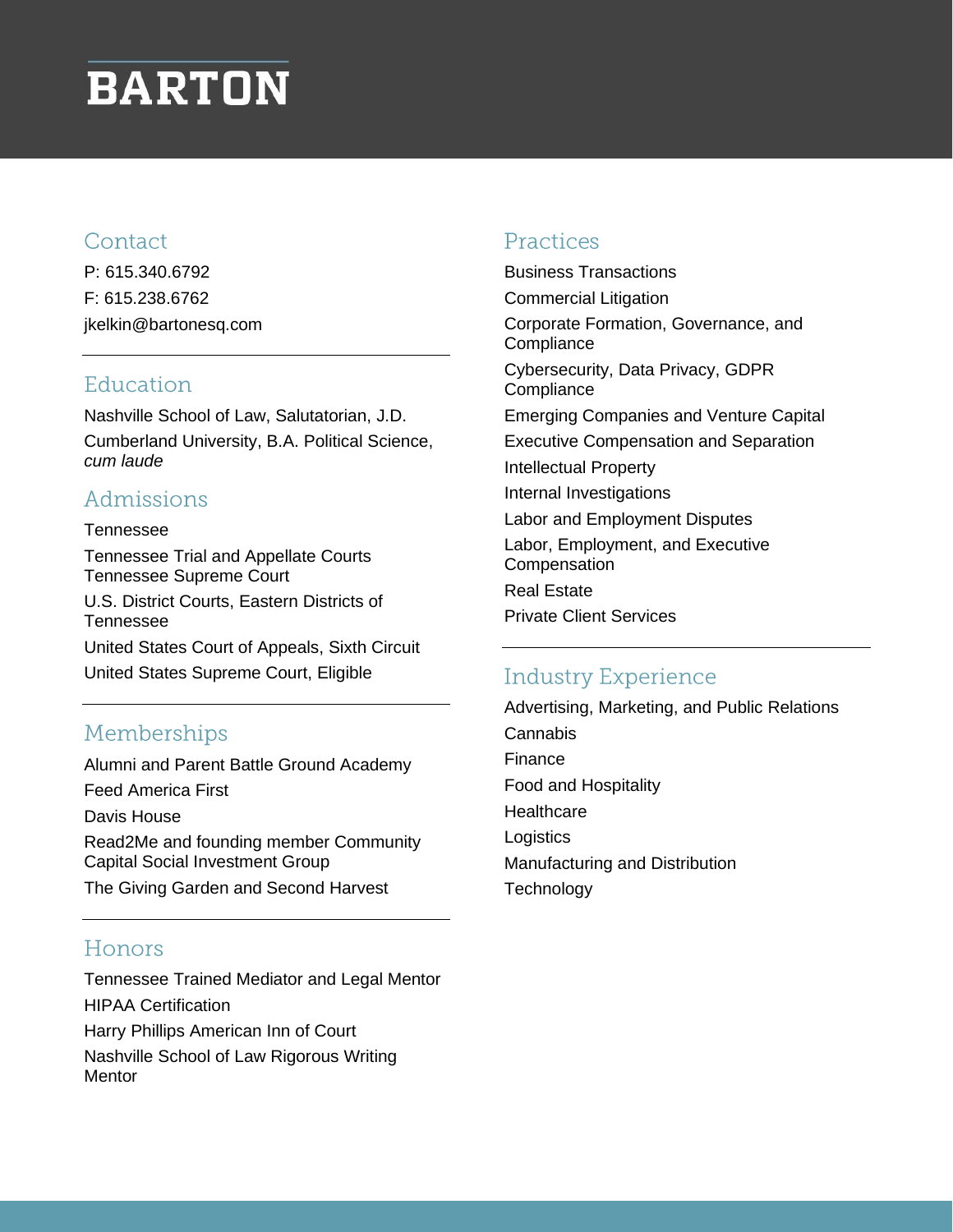# BARTON

## Contact

P: 615.340.6792

F: 615.238.6762

jkelkin@bartonesq.com

## Education

Nashville School of Law, Salutatorian, J.D.

Cumberland University, B.A. Political Science, *cum laude*

## Admissions

Tennessee

Tennessee Trial and Appellate Courts Tennessee Supreme Court

U.S. District Courts, Eastern Districts of Tennessee

United States Court of Appeals, Sixth Circuit

United States Supreme Court, Eligible

## Memberships

Alumni and Parent Battle Ground Academy

Feed America First

Davis House

Read2Me and founding member Community Capital Social Investment Group

The Giving Garden and Second Harvest

## Honors

Tennessee Trained Mediator and Legal Mentor

HIPAA Certification

Harry Phillips American Inn of Court

Nashville School of Law Rigorous Writing Mentor

## Practices

Business Transactions

Commercial Litigation

Corporate Formation, Governance, and Compliance

Cybersecurity, Data Privacy, GDPR Compliance

Emerging Companies and Venture Capital

Executive Compensation and Separation

Intellectual Property

Internal Investigations

Labor and Employment Disputes

Labor, Employment, and Executive Compensation

Real Estate

Private Client Services

## Industry Experience

Advertising, Marketing, and Public Relations

Cannabis

Finance

Food and Hospitality

Healthcare

Logistics

Manufacturing and Distribution

Technology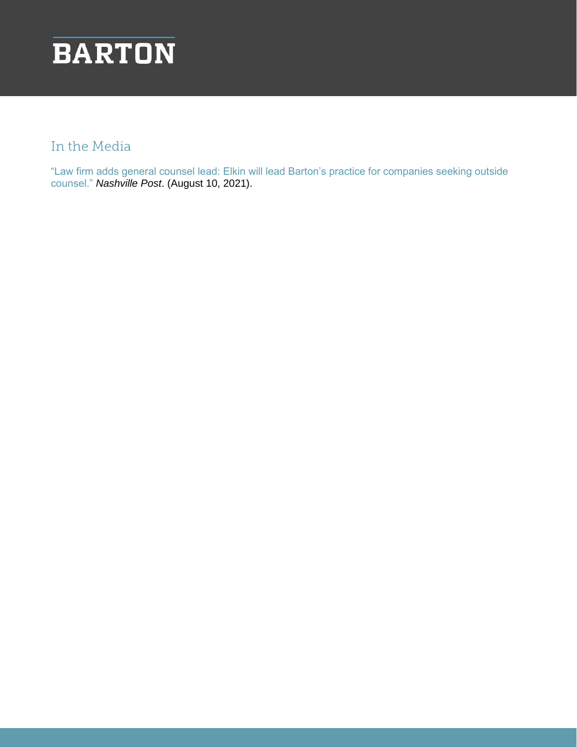## In the Media

"Law firm adds general counsel lead: Elkin will lead Barton's practice for companies seeking outside counsel." *Nashville Post*. (August 10, 2021).